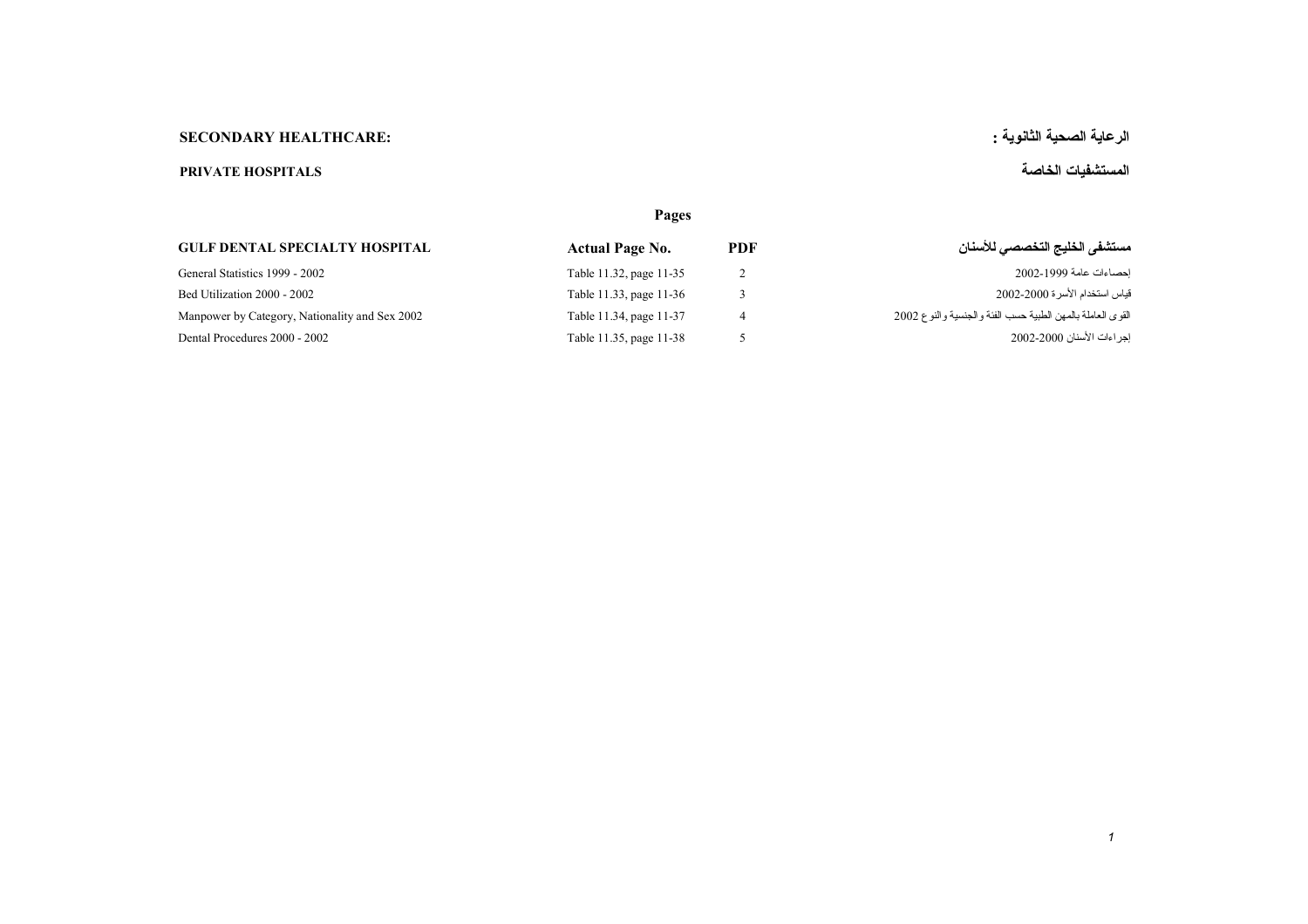## SECONDARY HEALTHCARE:

## الرعاية الصحية الثانوية :

### PRIVATE HOSPITALS

### المستشفيات الخاصة

**Pages**

| GULF DENTAL SPECIALTY HOSPITAL | Actual Page No. | PDF | مستشفى الخليج التخصصي للأسنان |
|---|---|---|---|
| General Statistics 1999 - 2002 | Table 11.32, page 11-35 | 2 | إحصاءات عامة 1999-2002 |
| Bed Utilization 2000 - 2002 | Table 11.33, page 11-36 | 3 | قياس استخدام الأسرة 2000-2002 |
| Manpower by Category, Nationality and Sex 2002 | Table 11.34, page 11-37 | 4 | القوى العاملة بالمهن الطبية حسب الفئة والجنسية والنوع 2002 |
| Dental Procedures 2000 - 2002 | Table 11.35, page 11-38 | 5 | إجراءات الأسنان 2000-2002 |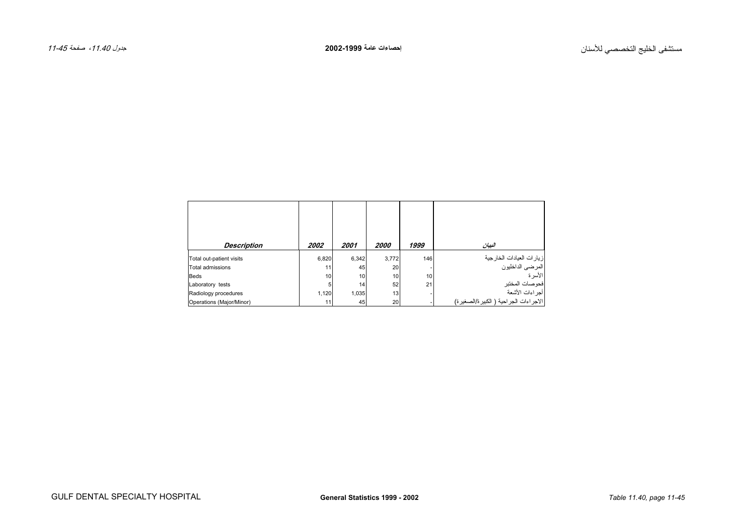| *Description* | *2002* | *2001* | *2000* | *1999* | *البيان* |
|---|---|---|---|---|---|
| Total out-patient visits | 6,820 | 6,342 | 3,772 | 146 | زيارات العيادات الخارجية |
| Total admissions | 11 | 45 | 20 | - | المرضى الداخليون |
| Beds | 10 | 10 | 10 | 10 | الأسرة |
| Laboratory tests | 5 | 14 | 52 | 21 | فحوصات المختبر |
| Radiology procedures | 1,120 | 1,035 | 13 | - | أجراءات الأشعة |
| Operations (Major/Minor) | 11 | 45 | 20 | - | الاجراءات الجراحية ( الكبيرة/الصغيرة) |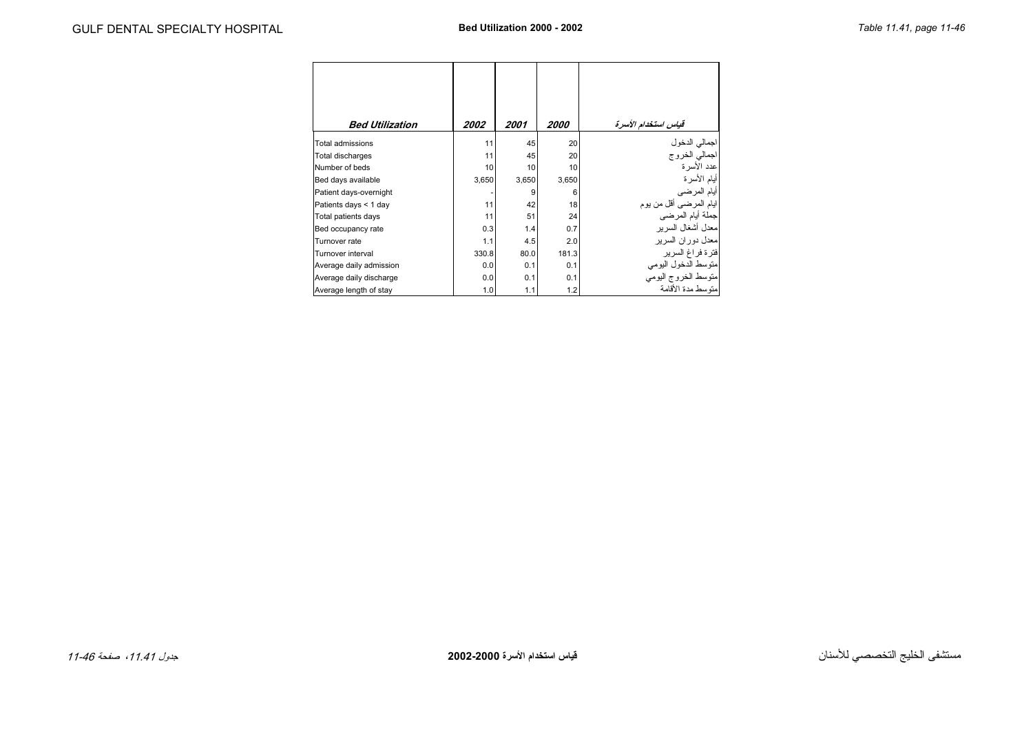| *Bed Utilization* | *2002* | *2001* | *2000* | *قياس استخدام الأسرة* |
|---|---|---|---|---|
| Total admissions | 11 | 45 | 20 | اجمالي الدخول |
| Total discharges | 11 | 45 | 20 | اجمالي الخروج |
| Number of beds | 10 | 10 | 10 | عدد الأسرة |
| Bed days available | 3,650 | 3,650 | 3,650 | أيام الأسرة |
| Patient days-overnight | - | 9 | 6 | أيام المرضى |
| Patients days < 1 day | 11 | 42 | 18 | ايام المرضى أقل من يوم |
| Total patients days | 11 | 51 | 24 | جملة أيام المرضى |
| Bed occupancy rate | 0.3 | 1.4 | 0.7 | معدل أشغال السرير |
| Turnover rate | 1.1 | 4.5 | 2.0 | معدل دوران السرير |
| Turnover interval | 330.8 | 80.0 | 181.3 | فترة فراغ السرير |
| Average daily admission | 0.0 | 0.1 | 0.1 | متوسط الدخول اليومي |
| Average daily discharge | 0.0 | 0.1 | 0.1 | متوسط الخروج اليومي |
| Average length of stay | 1.0 | 1.1 | 1.2 | متوسط مدة الأقامة |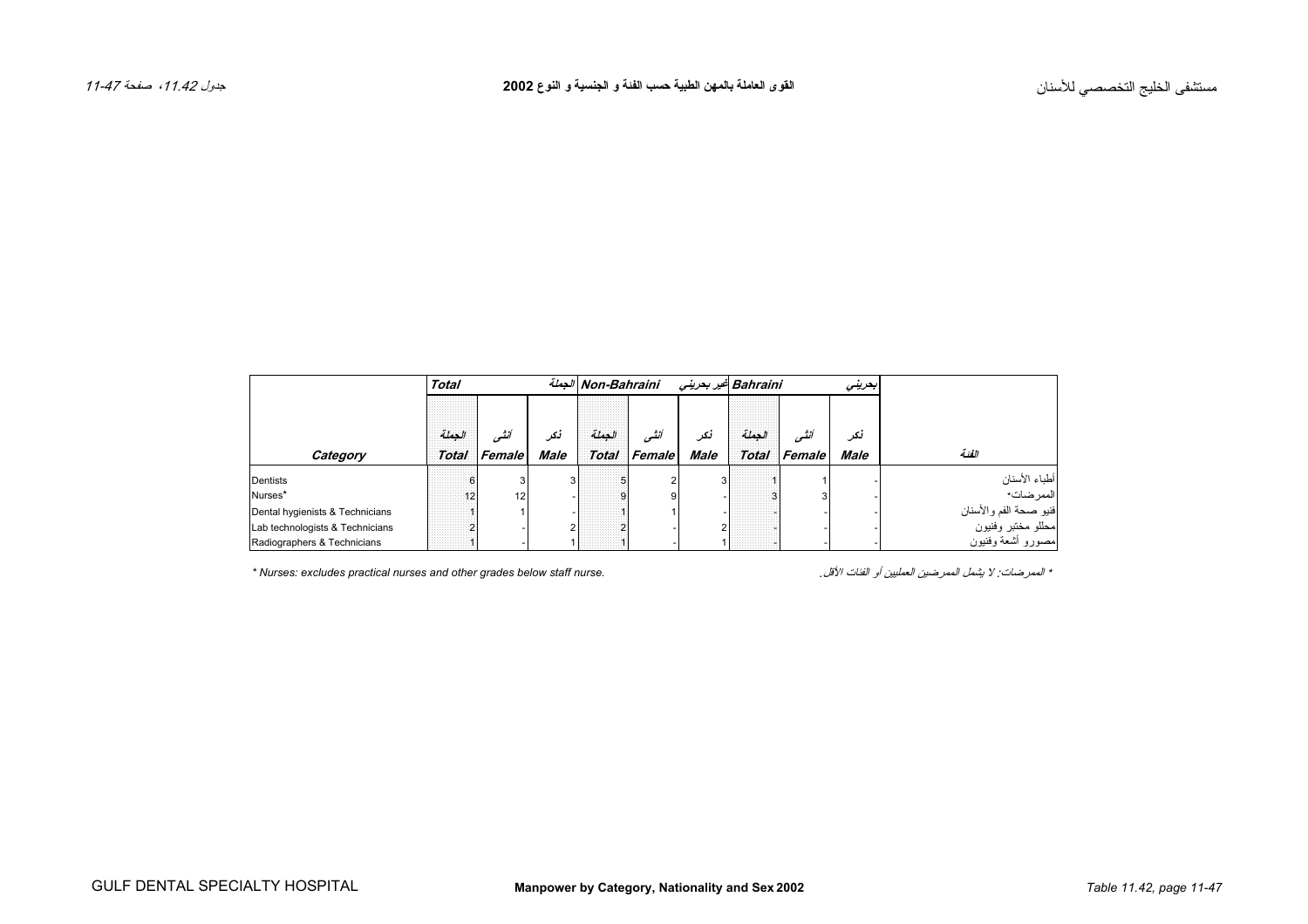مستشفى الخليج التخصصي للأسنان

**القوى العاملة بالمهن الطبية حسب الفئة و الجنسية و النوع 2002**

جدول 11.42، صفحة 11-47

| | Total الجملة | | | Non-Bahraini غير بحريني | | | Bahraini بحريني | | | |
|---|---|---|---|---|---|---|---|---|---|---|
| Category | الجملة Total | أنثى Female | ذكر Male | الجملة Total | أنثى Female | ذكر Male | الجملة Total | أنثى Female | ذكر Male | الفئة |
| Dentists | 6 | 3 | 3 | 5 | 2 | 3 | 1 | 1 | - | أطباء الأسنان |
| Nurses* | 12 | 12 | - | 9 | 9 | - | 3 | 3 | - | الممرضات* |
| Dental hygienists & Technicians | 1 | 1 | - | 1 | 1 | - | - | - | - | فنيو صحة الفم والأسنان |
| Lab technologists & Technicians | 2 | - | 2 | 2 | - | 2 | - | - | - | محللو مختبر وفنيون |
| Radiographers & Technicians | 1 | - | 1 | 1 | - | 1 | - | - | - | مصورو أشعة وفنيون |

*\* Nurses: excludes practical nurses and other grades below staff nurse.*

*\* الممرضات: لا يشمل الممرضين العمليين أو الفئات الأقل.*

GULF DENTAL SPECIALTY HOSPITAL

**Manpower by Category, Nationality and Sex 2002**

*Table 11.42, page 11-47*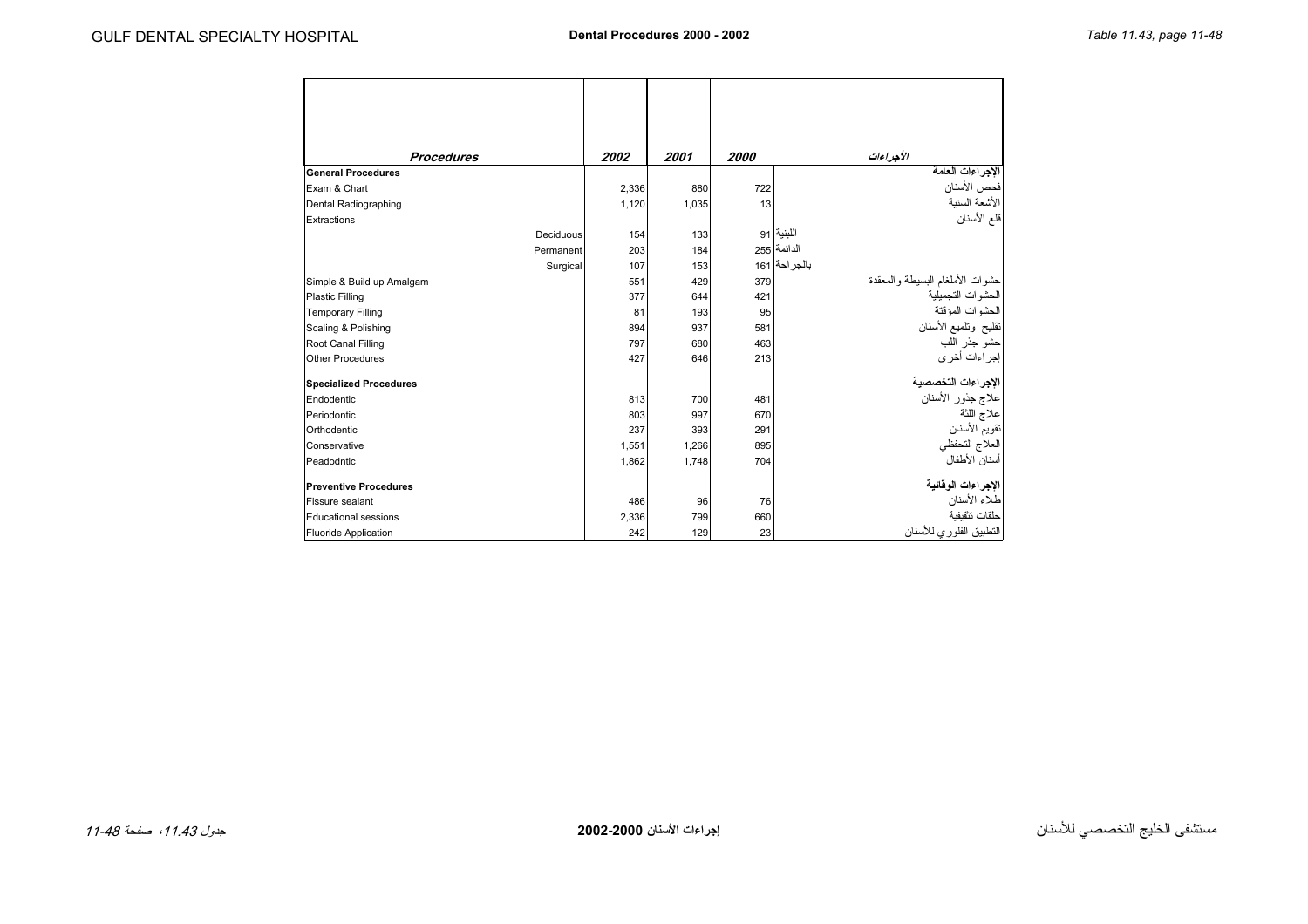| *Procedures* | | *2002* | *2001* | *2000* | | *الأجراءات* |
|---|---|---|---|---|---|---|
| **General Procedures** | | | | | | **الإجراءات العامة** |
| Exam & Chart | | 2,336 | 880 | 722 | | فحص الأسنان |
| Dental Radiographing | | 1,120 | 1,035 | 13 | | الأشعة السنية |
| Extractions | | | | | | قلع الأسنان |
| | Deciduous | 154 | 133 | 91 | اللبنية | |
| | Permanent | 203 | 184 | 255 | الدائمة | |
| | Surgical | 107 | 153 | 161 | بالجراحة | |
| Simple & Build up Amalgam | | 551 | 429 | 379 | | حشوات الأملغام البسيطة والمعقدة |
| Plastic Filling | | 377 | 644 | 421 | | الحشوات التجميلية |
| Temporary Filling | | 81 | 193 | 95 | | الحشوات المؤقتة |
| Scaling & Polishing | | 894 | 937 | 581 | | تقليح وتلميع الأسنان |
| Root Canal Filling | | 797 | 680 | 463 | | حشو جذر اللب |
| Other Procedures | | 427 | 646 | 213 | | إجراءات أخرى |
| **Specialized Procedures** | | | | | | **الإجراءات التخصصية** |
| Endodentic | | 813 | 700 | 481 | | علاج جذور الأسنان |
| Periodontic | | 803 | 997 | 670 | | علاج اللثة |
| Orthodentic | | 237 | 393 | 291 | | تقويم الأسنان |
| Conservative | | 1,551 | 1,266 | 895 | | العلاج التحفظي |
| Peadodntic | | 1,862 | 1,748 | 704 | | أسنان الأطفال |
| **Preventive Procedures** | | | | | | **الإجراءات الوقائية** |
| Fissure sealant | | 486 | 96 | 76 | | طلاء الأسنان |
| Educational sessions | | 2,336 | 799 | 660 | | حلقات تثقيفية |
| Fluoride Application | | 242 | 129 | 23 | | التطبيق الفلوري للأسنان |